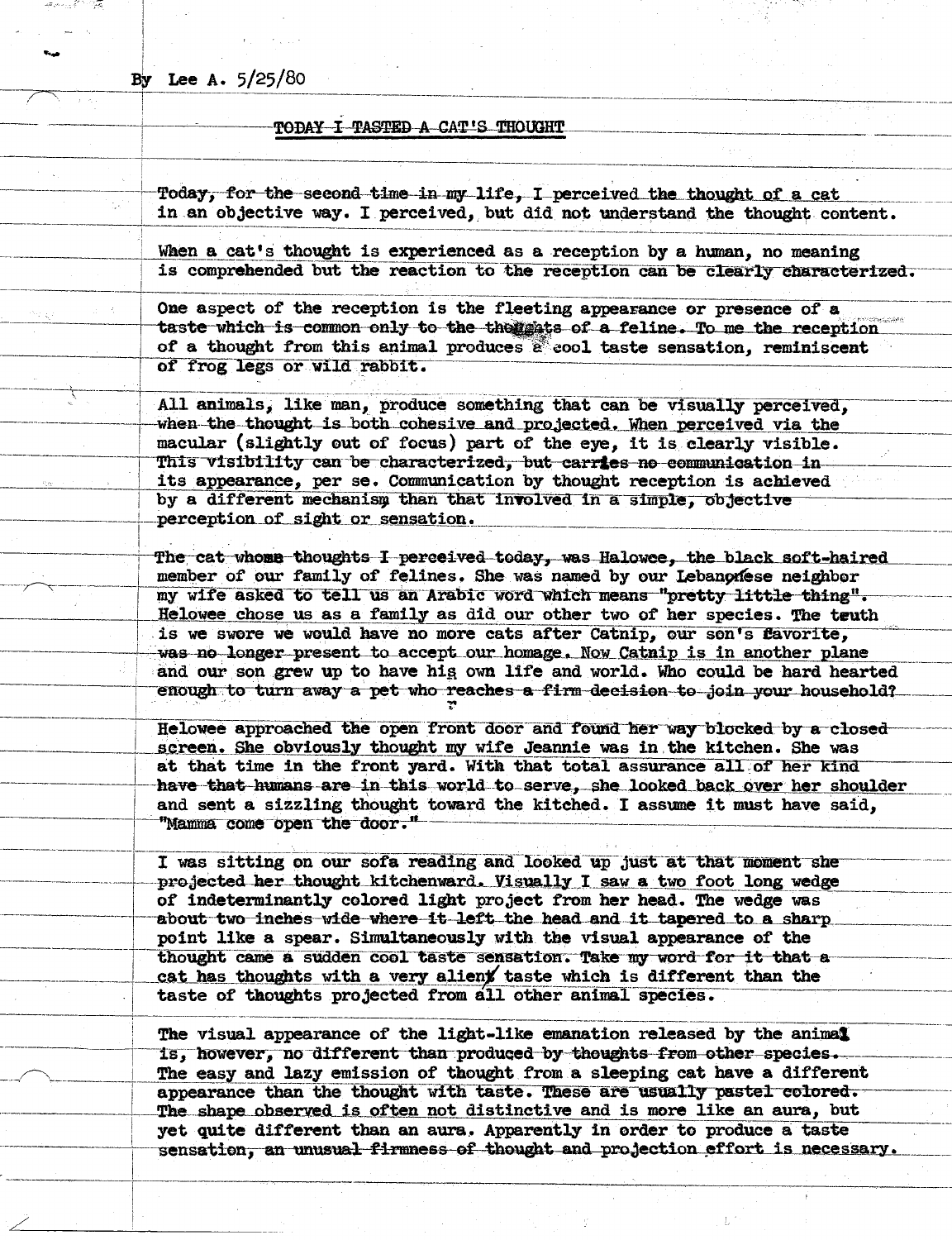By Lee A. 5/25/80

# TODAY I TASTED A CAT'S THOUGHT

Today, for the second time in my life, I perceived the thought of a cat in an objective way. I perceived, but did not understand the thought content.

When a cat's thought is experienced as a reception by a human, no meaning is comprehended but the reaction to the reception can be clearly characterized.

One aspect of the reception is the fleeting appearance or presence of a taste which is common only to the thoughts of a feline. To me the reception of a thought from this animal produces a cool taste sensation, reminiscent of frog legs or wild rabbit.

All animals, like man, produce something that can be visually perceived, when the thought is both cohesive and projected. When perceived via the macular (slightly out of focus) part of the eye, it is clearly visible. This visibility can be characterized, but carries no communication in its appearance, per se. Communication by thought reception is achieved by a different mechanism than that involved in a simple, objective perception of sight or sensation.

The cat whose thoughts I perceived today, was Halowee, the black soft-haired member of our family of felines. She was named by our Lebanese neighbor my wife asked to tell us an Arabic word which means "pretty little thing". Helowee chose us as a family as did our other two of her species. The truth is we swore we would have no more cats after Catnip, our son's favorite, was no longer present to accept our homage. Now Catnip is in another plane and our son grew up to have his own life and world. Who could be hard hearted enough to turn away a pet who reaches a firm decision to join your household?

Helowee approached the open front door and found her way blocked by a closed screen. She obviously thought my wife Jeannie was in the kitchen. She was at that time in the front yard. With that total assurance all of her kind have that humans are in this world to serve, she looked back over her shoulder and sent a sizzling thought toward the kitched. I assume it must have said, "Mamma come open the door."

I was sitting on our sofa reading and looked up just at that moment she projected her thought kitchenward. Visually I saw a two foot long wedge of indeterminantly colored light project from her head. The wedge was about two inches wide where it left the head and it tapered to a sharp point like a spear. Simultaneously with the visual appearance of the thought came a sudden cool taste sensation. Take my word for it that a cat has thoughts with a very alien taste which is different than the taste of thoughts projected from all other animal species.

The visual appearance of the light-like emanation released by the animal is, however, no different than produced by thoughts from other species. The easy and lazy emission of thought from a sleeping cat have a different appearance than the thought with taste. These are usually pastel colored. The shape observed is often not distinctive and is more like an aura, but yet quite different than an aura. Apparently in order to produce a taste sensation, an unusual firmness of thought and projection effort is necessary.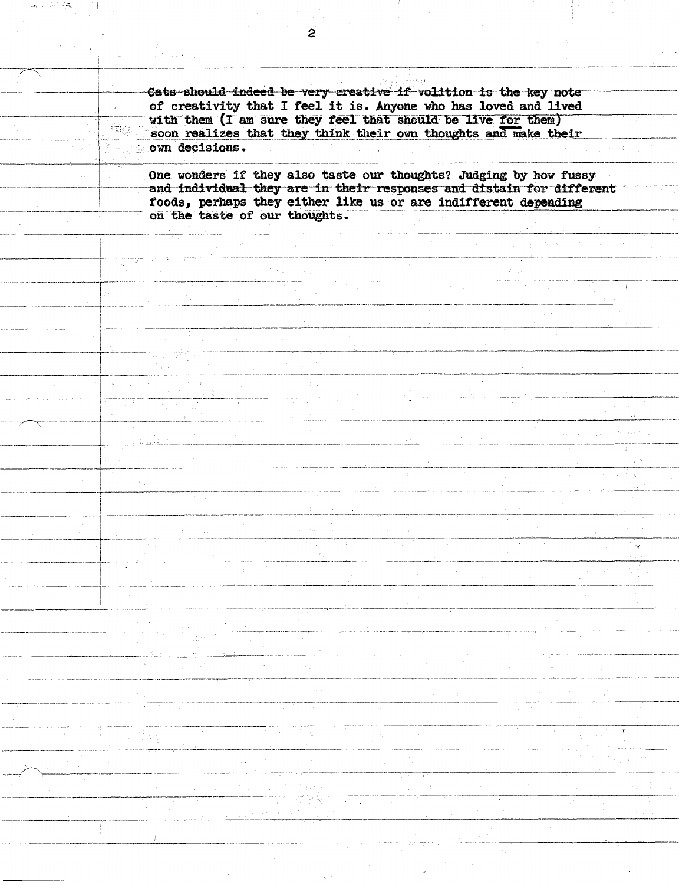Cats should indeed be very creative if volition is the key note of creativity that I feel it is. Anyone who has loved and lived with them (I am sure they feel that should be live _for_ them) soon realizes that they think their own thoughts and make their own decisions.

One wonders if they also taste our thoughts? Judging by how fussy and individual they are in their responses and distain for different foods, perhaps they either like us or are indifferent depending on the taste of our thoughts.